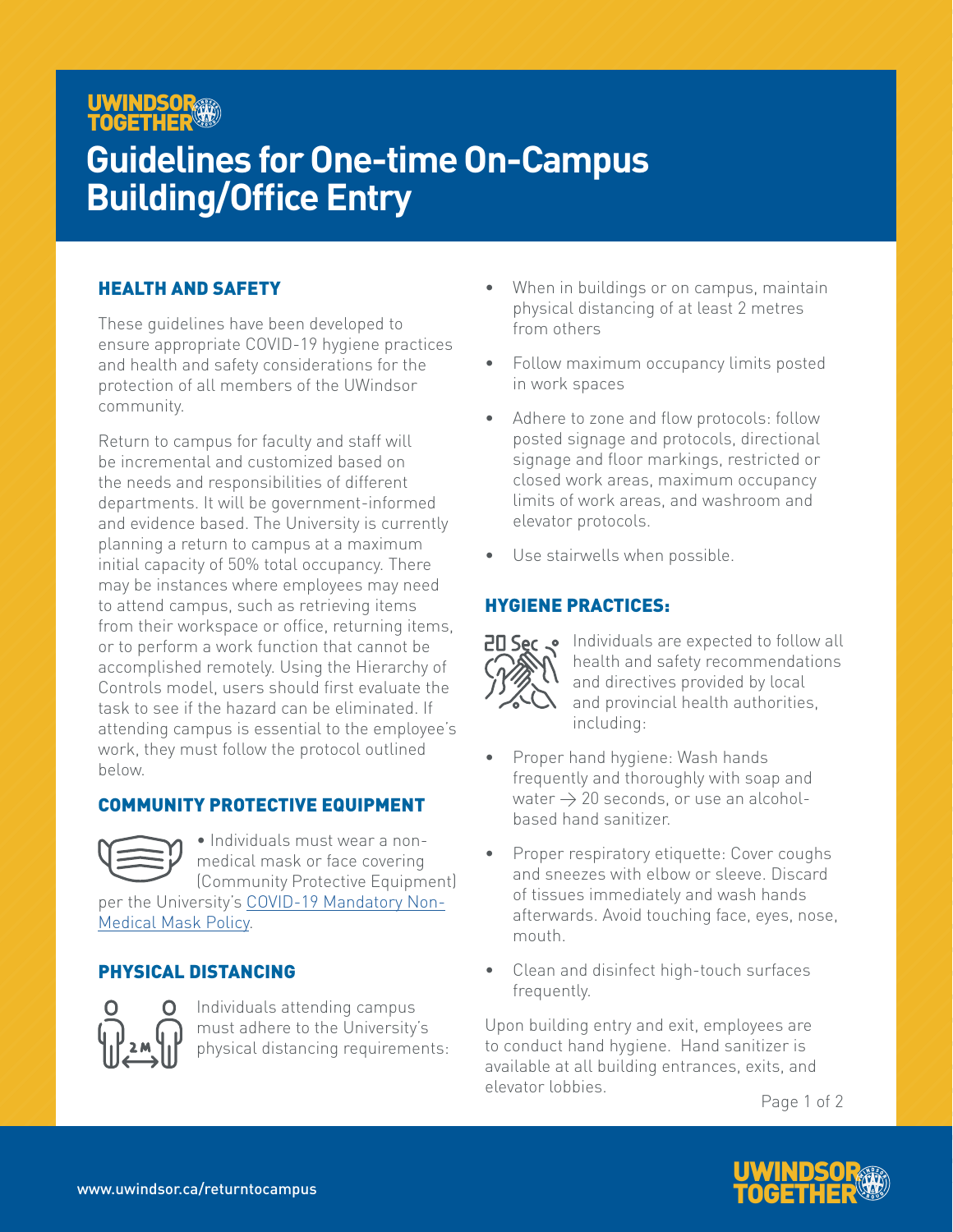UWINDSOR TOGETHER

# Guidelines for One-time On-Campus Building/Office Entry

## HEALTH AND SAFETY

These guidelines have been developed to ensure appropriate COVID-19 hygiene practices and health and safety considerations for the protection of all members of the UWindsor community.

Return to campus for faculty and staff will be incremental and customized based on the needs and responsibilities of different departments. It will be government-informed and evidence based. The University is currently planning a return to campus at a maximum initial capacity of 50% total occupancy. There may be instances where employees may need to attend campus, such as retrieving items from their workspace or office, returning items, or to perform a work function that cannot be accomplished remotely. Using the Hierarchy of Controls model, users should first evaluate the task to see if the hazard can be eliminated. If attending campus is essential to the employee's work, they must follow the protocol outlined below.

## COMMUNITY PROTECTIVE EQUIPMENT

- Individuals must wear a non-medical mask or face covering (Community Protective Equipment) per the University's [COVID-19 Mandatory Non-Medical Mask Policy](#).

## PHYSICAL DISTANCING

Individuals attending campus must adhere to the University's physical distancing requirements:

- When in buildings or on campus, maintain physical distancing of at least 2 metres from others
- Follow maximum occupancy limits posted in work spaces
- Adhere to zone and flow protocols: follow posted signage and protocols, directional signage and floor markings, restricted or closed work areas, maximum occupancy limits of work areas, and washroom and elevator protocols.
- Use stairwells when possible.

## HYGIENE PRACTICES:

Individuals are expected to follow all health and safety recommendations and directives provided by local and provincial health authorities, including:

- Proper hand hygiene: Wash hands frequently and thoroughly with soap and water → 20 seconds, or use an alcohol-based hand sanitizer.
- Proper respiratory etiquette: Cover coughs and sneezes with elbow or sleeve. Discard of tissues immediately and wash hands afterwards. Avoid touching face, eyes, nose, mouth.
- Clean and disinfect high-touch surfaces frequently.

Upon building entry and exit, employees are to conduct hand hygiene. Hand sanitizer is available at all building entrances, exits, and elevator lobbies.

www.uwindsor.ca/returntocampus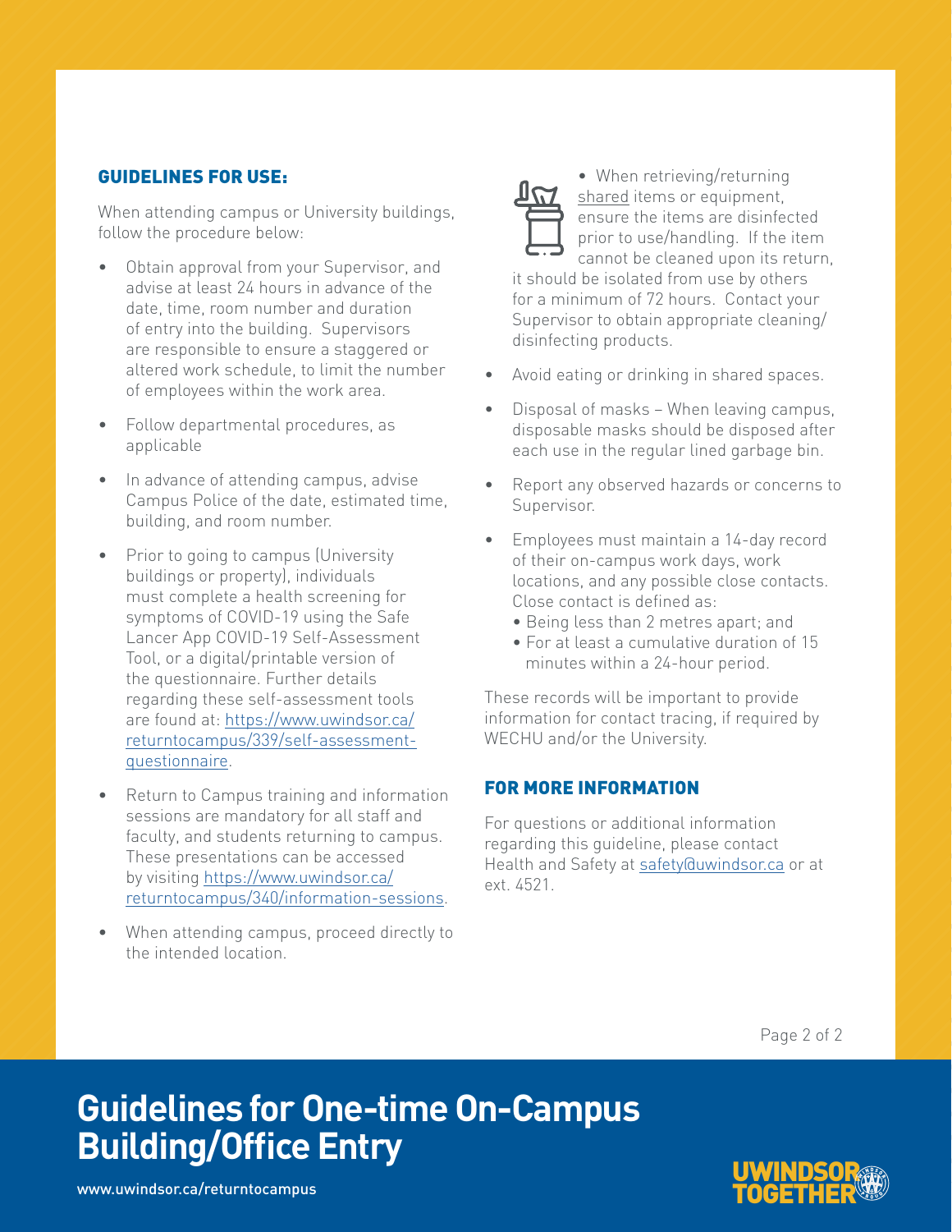## GUIDELINES FOR USE:

When attending campus or University buildings, follow the procedure below:

- Obtain approval from your Supervisor, and advise at least 24 hours in advance of the date, time, room number and duration of entry into the building. Supervisors are responsible to ensure a staggered or altered work schedule, to limit the number of employees within the work area.
- Follow departmental procedures, as applicable
- In advance of attending campus, advise Campus Police of the date, estimated time, building, and room number.
- Prior to going to campus (University buildings or property), individuals must complete a health screening for symptoms of COVID-19 using the Safe Lancer App COVID-19 Self-Assessment Tool, or a digital/printable version of the questionnaire. Further details regarding these self-assessment tools are found at: [https://www.uwindsor.ca/returntocampus/339/self-assessment-questionnaire](https://www.uwindsor.ca/returntocampus/339/self-assessment-questionnaire).
- Return to Campus training and information sessions are mandatory for all staff and faculty, and students returning to campus. These presentations can be accessed by visiting [https://www.uwindsor.ca/returntocampus/340/information-sessions](https://www.uwindsor.ca/returntocampus/340/information-sessions).
- When attending campus, proceed directly to the intended location.
- When retrieving/returning <u>shared</u> items or equipment, ensure the items are disinfected prior to use/handling. If the item cannot be cleaned upon its return, it should be isolated from use by others for a minimum of 72 hours. Contact your Supervisor to obtain appropriate cleaning/disinfecting products.
- Avoid eating or drinking in shared spaces.
- Disposal of masks – When leaving campus, disposable masks should be disposed after each use in the regular lined garbage bin.
- Report any observed hazards or concerns to Supervisor.
- Employees must maintain a 14-day record of their on-campus work days, work locations, and any possible close contacts. Close contact is defined as:
  - Being less than 2 metres apart; and
  - For at least a cumulative duration of 15 minutes within a 24-hour period.

These records will be important to provide information for contact tracing, if required by WECHU and/or the University.

## FOR MORE INFORMATION

For questions or additional information regarding this guideline, please contact Health and Safety at [safety@uwindsor.ca](mailto:safety@uwindsor.ca) or at ext. 4521.

# Guidelines for One-time On-Campus Building/Office Entry

www.uwindsor.ca/returntocampus

UWINDSOR TOGETHER